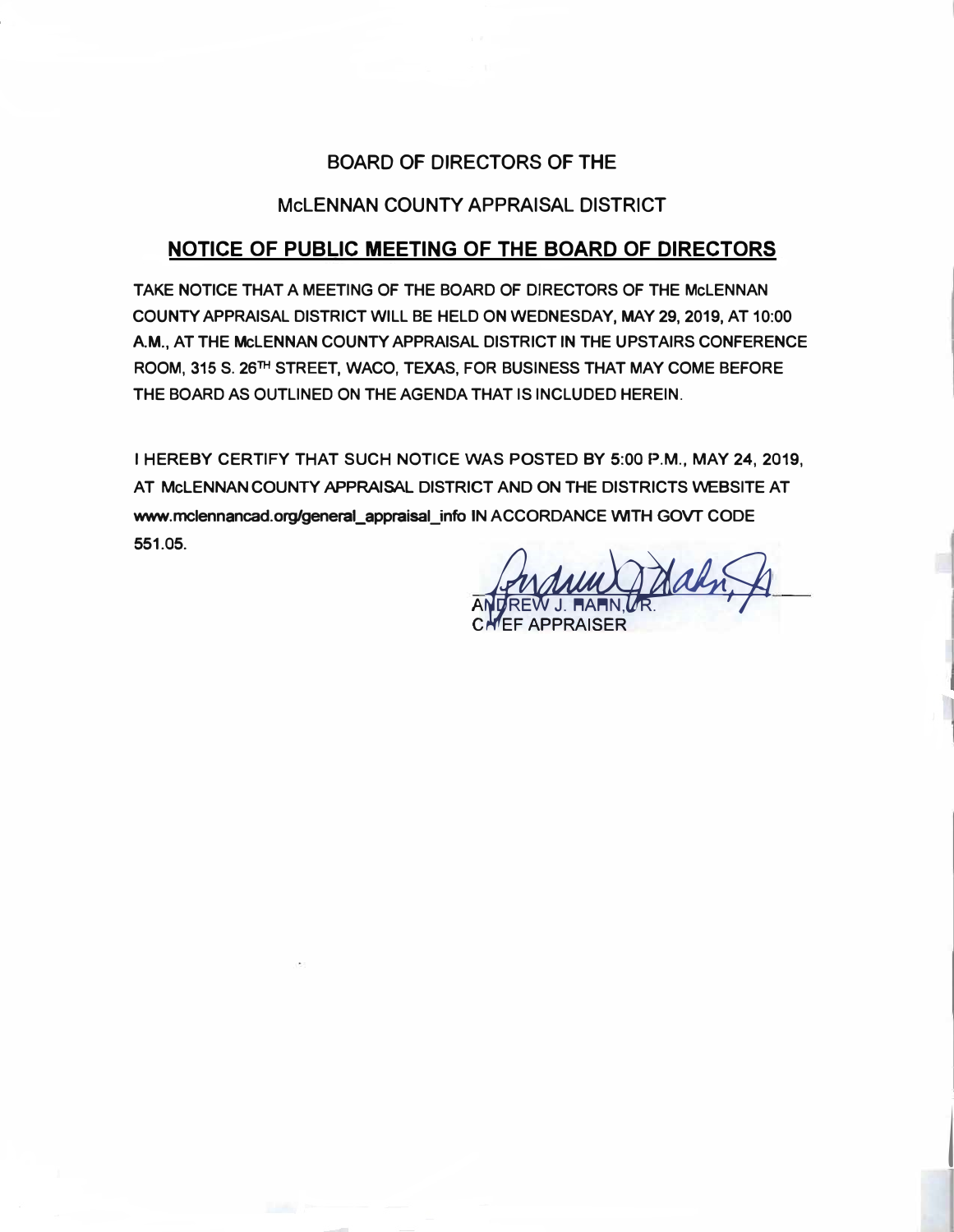## BOARD OF DIRECTORS OF THE

## McLENNAN COUNTY APPRAISAL DISTRICT

## NOTICE OF PUBLIC MEETING OF THE BOARD OF DIRECTORS

TAKE NOTICE THAT A MEETING OF THE BOARD OF DIRECTORS OF THE McLENNAN COUNTY APPRAISAL DISTRICT WILL BE HELD ON WEDNESDAY, MAY 29, 2019, AT 10:00 A.M., AT THE McLENNAN COUNTY APPRAISAL DISTRICT IN THE UPSTAIRS CONFERENCE ROOM, 315 S. 26TH STREET, WACO, TEXAS, FOR BUSINESS THAT MAY COME BEFORE THE BOARD AS OUTLINED ON THE AGENDA THAT IS INCLUDED HEREIN.

I HEREBY CERTIFY THAT SUCH NOTICE WAS POSTED BY 5:00 P.M., MAY 24, 2019, AT McLENNAN COUNTY APPRAISAL DISTRICT AND ON THE DISTRICTS WEBSITE AT www.mclennancad.org/general_appraisal_info IN ACCORDANCE WITH GOVT CODE 551.05.

ANDREW J. HAHN, JR.
CHIEF APPRAISER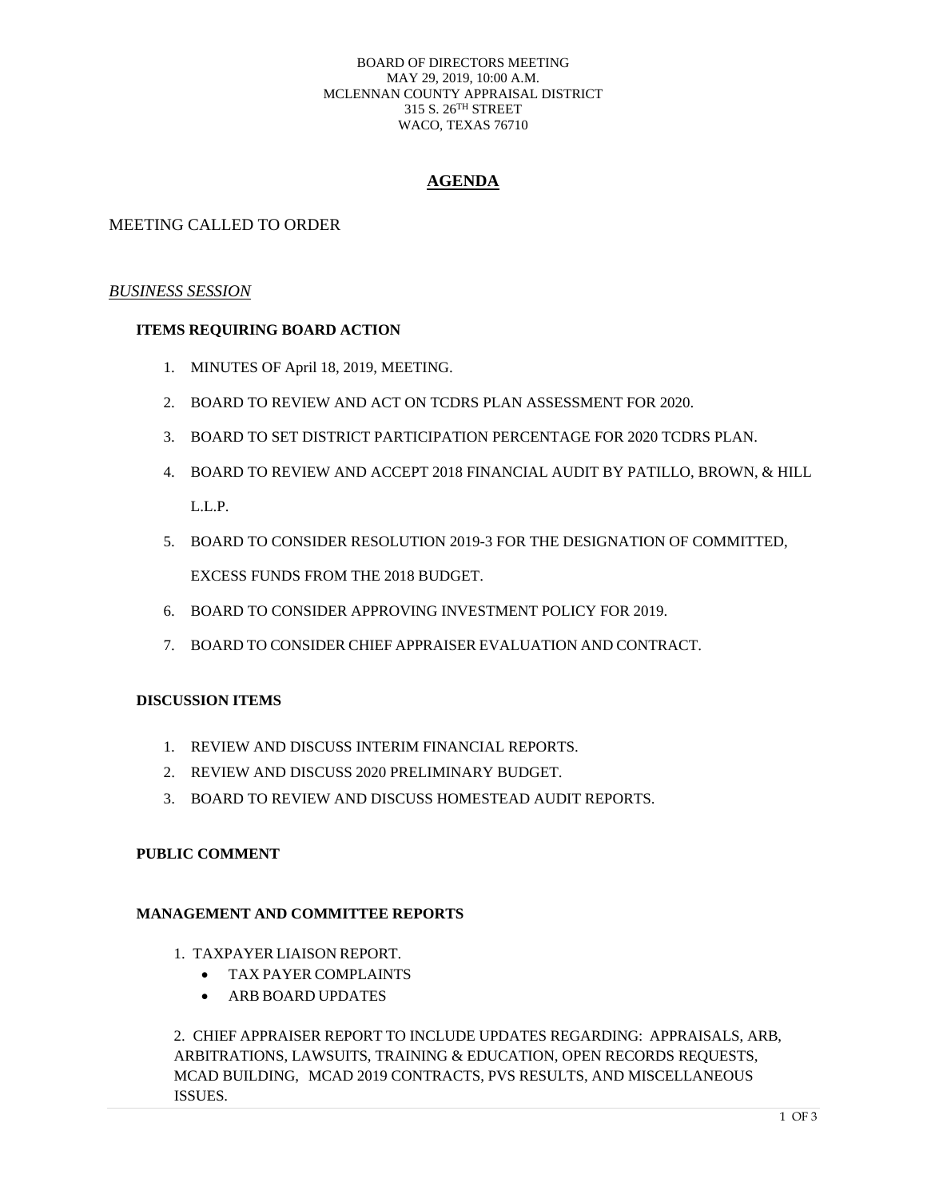BOARD OF DIRECTORS MEETING
MAY 29, 2019, 10:00 A.M.
MCLENNAN COUNTY APPRAISAL DISTRICT
315 S. 26TH STREET
WACO, TEXAS 76710

# AGENDA

MEETING CALLED TO ORDER

*BUSINESS SESSION*

### ITEMS REQUIRING BOARD ACTION

1. MINUTES OF April 18, 2019, MEETING.
2. BOARD TO REVIEW AND ACT ON TCDRS PLAN ASSESSMENT FOR 2020.
3. BOARD TO SET DISTRICT PARTICIPATION PERCENTAGE FOR 2020 TCDRS PLAN.
4. BOARD TO REVIEW AND ACCEPT 2018 FINANCIAL AUDIT BY PATILLO, BROWN, & HILL L.L.P.
5. BOARD TO CONSIDER RESOLUTION 2019-3 FOR THE DESIGNATION OF COMMITTED, EXCESS FUNDS FROM THE 2018 BUDGET.
6. BOARD TO CONSIDER APPROVING INVESTMENT POLICY FOR 2019.
7. BOARD TO CONSIDER CHIEF APPRAISER EVALUATION AND CONTRACT.

### DISCUSSION ITEMS

1. REVIEW AND DISCUSS INTERIM FINANCIAL REPORTS.
2. REVIEW AND DISCUSS 2020 PRELIMINARY BUDGET.
3. BOARD TO REVIEW AND DISCUSS HOMESTEAD AUDIT REPORTS.

### PUBLIC COMMENT

### MANAGEMENT AND COMMITTEE REPORTS

1. TAXPAYER LIAISON REPORT.
   - TAX PAYER COMPLAINTS
   - ARB BOARD UPDATES

2. CHIEF APPRAISER REPORT TO INCLUDE UPDATES REGARDING: APPRAISALS, ARB, ARBITRATIONS, LAWSUITS, TRAINING & EDUCATION, OPEN RECORDS REQUESTS, MCAD BUILDING, MCAD 2019 CONTRACTS, PVS RESULTS, AND MISCELLANEOUS ISSUES.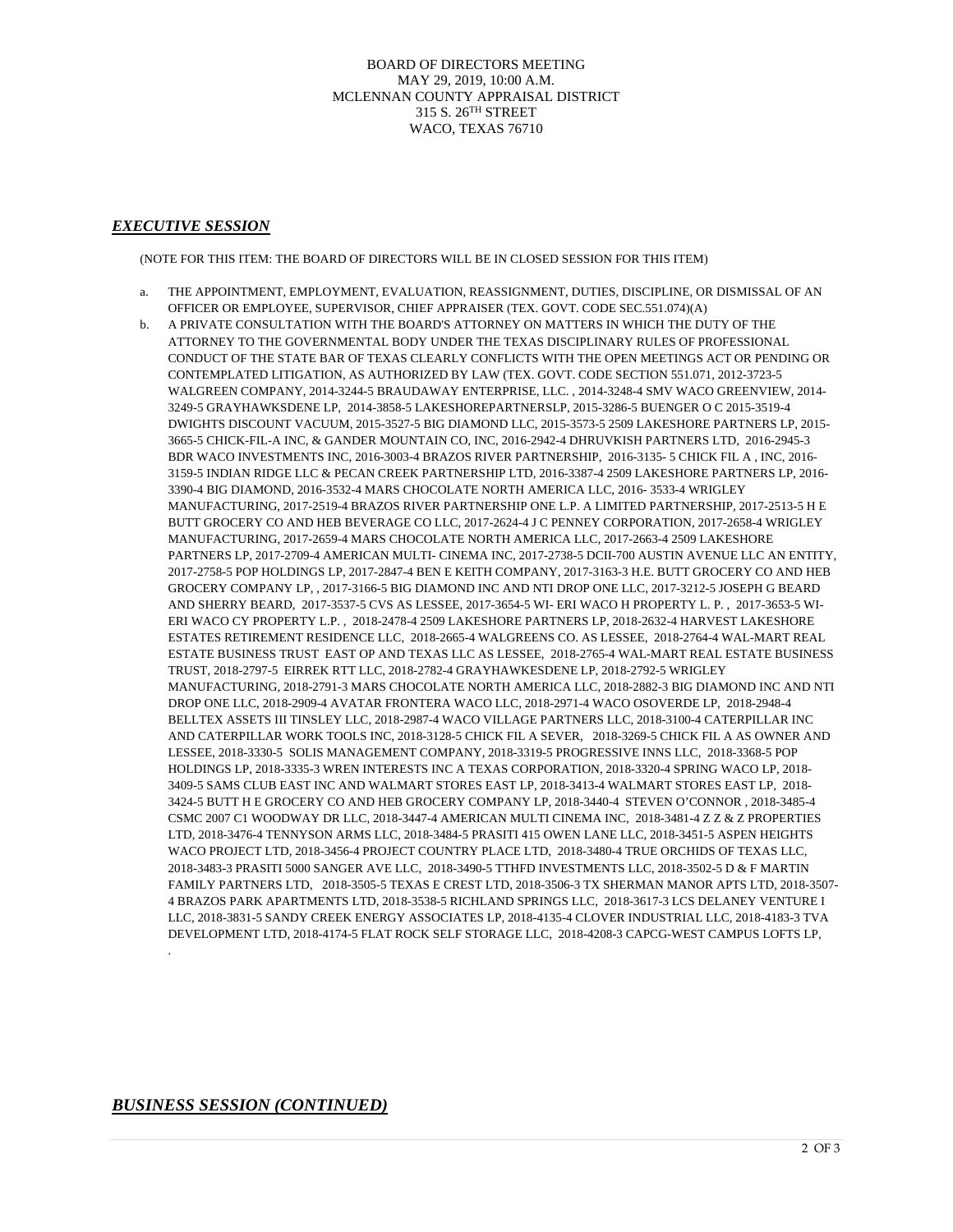BOARD OF DIRECTORS MEETING
MAY 29, 2019, 10:00 A.M.
MCLENNAN COUNTY APPRAISAL DISTRICT
315 S. 26TH STREET
WACO, TEXAS 76710

## *EXECUTIVE SESSION*

(NOTE FOR THIS ITEM: THE BOARD OF DIRECTORS WILL BE IN CLOSED SESSION FOR THIS ITEM)

a. THE APPOINTMENT, EMPLOYMENT, EVALUATION, REASSIGNMENT, DUTIES, DISCIPLINE, OR DISMISSAL OF AN OFFICER OR EMPLOYEE, SUPERVISOR, CHIEF APPRAISER (TEX. GOVT. CODE SEC.551.074)(A)

b. A PRIVATE CONSULTATION WITH THE BOARD'S ATTORNEY ON MATTERS IN WHICH THE DUTY OF THE ATTORNEY TO THE GOVERNMENTAL BODY UNDER THE TEXAS DISCIPLINARY RULES OF PROFESSIONAL CONDUCT OF THE STATE BAR OF TEXAS CLEARLY CONFLICTS WITH THE OPEN MEETINGS ACT OR PENDING OR CONTEMPLATED LITIGATION, AS AUTHORIZED BY LAW (TEX. GOVT. CODE SECTION 551.071, 2012-3723-5 WALGREEN COMPANY, 2014-3244-5 BRAUDAWAY ENTERPRISE, LLC. , 2014-3248-4 SMV WACO GREENVIEW, 2014-3249-5 GRAYHAWKSDENE LP, 2014-3858-5 LAKESHOREPARTNERSLP, 2015-3286-5 BUENGER O C 2015-3519-4 DWIGHTS DISCOUNT VACUUM, 2015-3527-5 BIG DIAMOND LLC, 2015-3573-5 2509 LAKESHORE PARTNERS LP, 2015-3665-5 CHICK-FIL-A INC, & GANDER MOUNTAIN CO, INC, 2016-2942-4 DHRUVKISH PARTNERS LTD, 2016-2945-3 BDR WACO INVESTMENTS INC, 2016-3003-4 BRAZOS RIVER PARTNERSHIP, 2016-3135- 5 CHICK FIL A , INC, 2016-3159-5 INDIAN RIDGE LLC & PECAN CREEK PARTNERSHIP LTD, 2016-3387-4 2509 LAKESHORE PARTNERS LP, 2016-3390-4 BIG DIAMOND, 2016-3532-4 MARS CHOCOLATE NORTH AMERICA LLC, 2016- 3533-4 WRIGLEY MANUFACTURING, 2017-2519-4 BRAZOS RIVER PARTNERSHIP ONE L.P. A LIMITED PARTNERSHIP, 2017-2513-5 H E BUTT GROCERY CO AND HEB BEVERAGE CO LLC, 2017-2624-4 J C PENNEY CORPORATION, 2017-2658-4 WRIGLEY MANUFACTURING, 2017-2659-4 MARS CHOCOLATE NORTH AMERICA LLC, 2017-2663-4 2509 LAKESHORE PARTNERS LP, 2017-2709-4 AMERICAN MULTI- CINEMA INC, 2017-2738-5 DCII-700 AUSTIN AVENUE LLC AN ENTITY, 2017-2758-5 POP HOLDINGS LP, 2017-2847-4 BEN E KEITH COMPANY, 2017-3163-3 H.E. BUTT GROCERY CO AND HEB GROCERY COMPANY LP, , 2017-3166-5 BIG DIAMOND INC AND NTI DROP ONE LLC, 2017-3212-5 JOSEPH G BEARD AND SHERRY BEARD, 2017-3537-5 CVS AS LESSEE, 2017-3654-5 WI- ERI WACO H PROPERTY L. P. , 2017-3653-5 WI-ERI WACO CY PROPERTY L.P. , 2018-2478-4 2509 LAKESHORE PARTNERS LP, 2018-2632-4 HARVEST LAKESHORE ESTATES RETIREMENT RESIDENCE LLC, 2018-2665-4 WALGREENS CO. AS LESSEE, 2018-2764-4 WAL-MART REAL ESTATE BUSINESS TRUST EAST OP AND TEXAS LLC AS LESSEE, 2018-2765-4 WAL-MART REAL ESTATE BUSINESS TRUST, 2018-2797-5 EIRREK RTT LLC, 2018-2782-4 GRAYHAWKSDENE LP, 2018-2792-5 WRIGLEY MANUFACTURING, 2018-2791-3 MARS CHOCOLATE NORTH AMERICA LLC, 2018-2882-3 BIG DIAMOND INC AND NTI DROP ONE LLC, 2018-2909-4 AVATAR FRONTERA WACO LLC, 2018-2971-4 WACO OSOVERDE LP, 2018-2948-4 BELLTEX ASSETS III TINSLEY LLC, 2018-2987-4 WACO VILLAGE PARTNERS LLC, 2018-3100-4 CATERPILLAR INC AND CATERPILLAR WORK TOOLS INC, 2018-3128-5 CHICK FIL A SEVER, 2018-3269-5 CHICK FIL A AS OWNER AND LESSEE, 2018-3330-5 SOLIS MANAGEMENT COMPANY, 2018-3319-5 PROGRESSIVE INNS LLC, 2018-3368-5 POP HOLDINGS LP, 2018-3335-3 WREN INTERESTS INC A TEXAS CORPORATION, 2018-3320-4 SPRING WACO LP, 2018-3409-5 SAMS CLUB EAST INC AND WALMART STORES EAST LP, 2018-3413-4 WALMART STORES EAST LP, 2018-3424-5 BUTT H E GROCERY CO AND HEB GROCERY COMPANY LP, 2018-3440-4 STEVEN O'CONNOR , 2018-3485-4 CSMC 2007 C1 WOODWAY DR LLC, 2018-3447-4 AMERICAN MULTI CINEMA INC, 2018-3481-4 Z Z & Z PROPERTIES LTD, 2018-3476-4 TENNYSON ARMS LLC, 2018-3484-5 PRASITI 415 OWEN LANE LLC, 2018-3451-5 ASPEN HEIGHTS WACO PROJECT LTD, 2018-3456-4 PROJECT COUNTRY PLACE LTD, 2018-3480-4 TRUE ORCHIDS OF TEXAS LLC, 2018-3483-3 PRASITI 5000 SANGER AVE LLC, 2018-3490-5 TTHFD INVESTMENTS LLC, 2018-3502-5 D & F MARTIN FAMILY PARTNERS LTD, 2018-3505-5 TEXAS E CREST LTD, 2018-3506-3 TX SHERMAN MANOR APTS LTD, 2018-3507-4 BRAZOS PARK APARTMENTS LTD, 2018-3538-5 RICHLAND SPRINGS LLC, 2018-3617-3 LCS DELANEY VENTURE I LLC, 2018-3831-5 SANDY CREEK ENERGY ASSOCIATES LP, 2018-4135-4 CLOVER INDUSTRIAL LLC, 2018-4183-3 TVA DEVELOPMENT LTD, 2018-4174-5 FLAT ROCK SELF STORAGE LLC, 2018-4208-3 CAPCG-WEST CAMPUS LOFTS LP,

.

## *BUSINESS SESSION (CONTINUED)*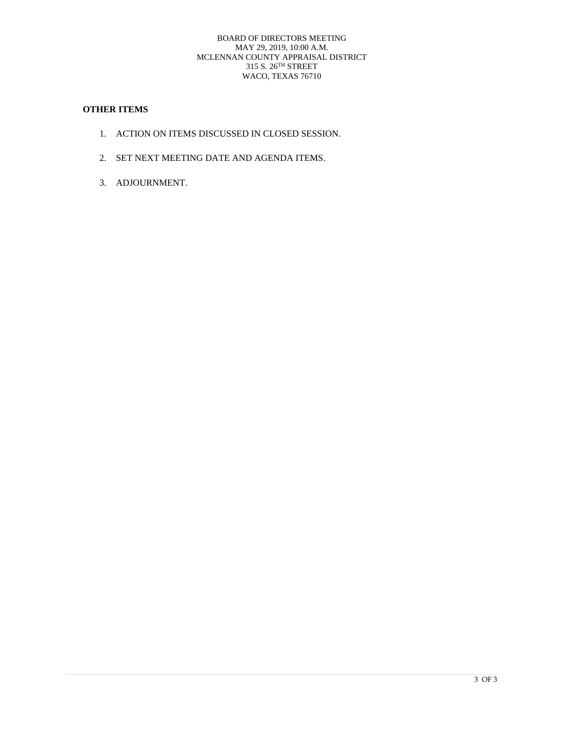**OTHER ITEMS**

1. ACTION ON ITEMS DISCUSSED IN CLOSED SESSION.

2. SET NEXT MEETING DATE AND AGENDA ITEMS.

3. ADJOURNMENT.